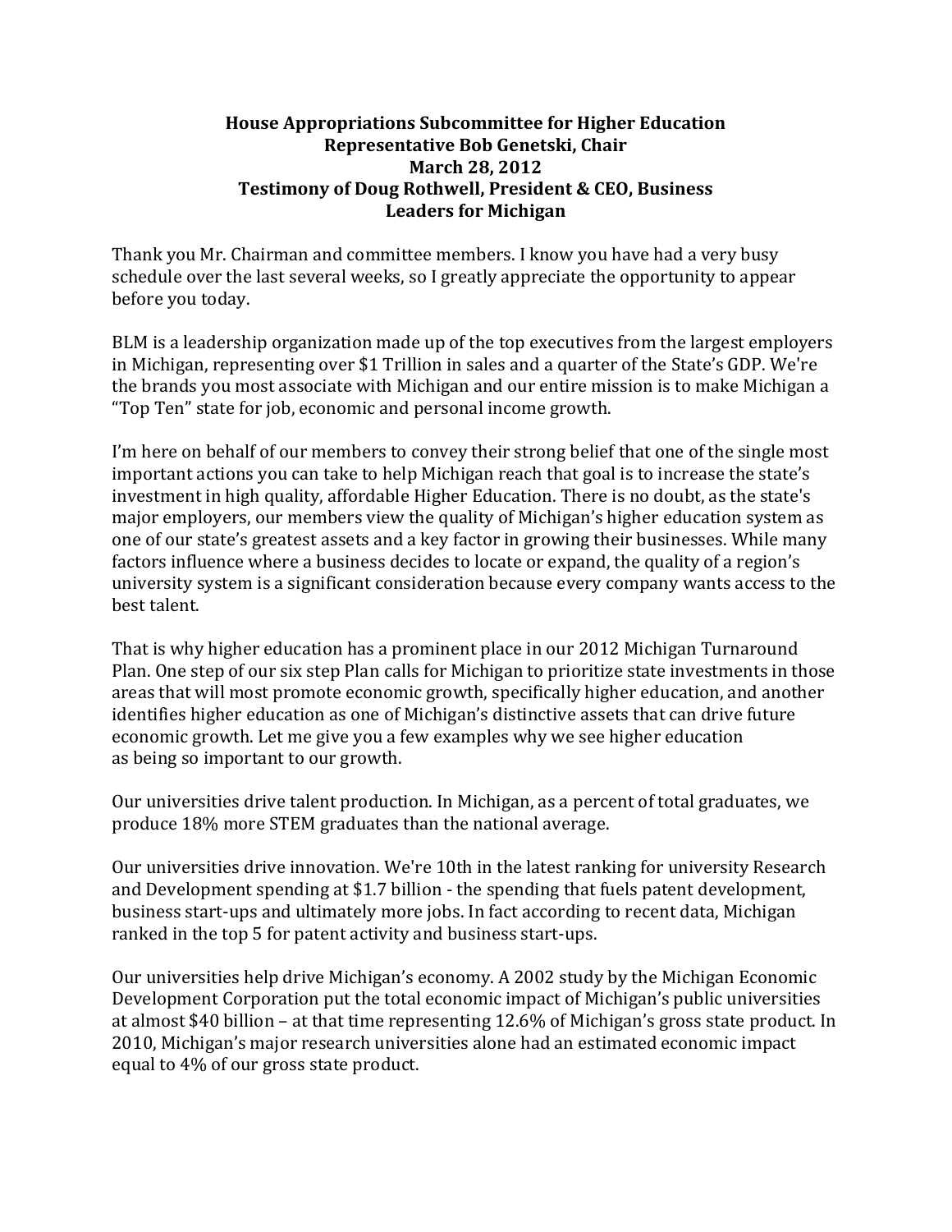**House Appropriations Subcommittee for Higher Education**
**Representative Bob Genetski, Chair**
**March 28, 2012**
**Testimony of Doug Rothwell, President & CEO, Business Leaders for Michigan**

Thank you Mr. Chairman and committee members. I know you have had a very busy schedule over the last several weeks, so I greatly appreciate the opportunity to appear before you today.

BLM is a leadership organization made up of the top executives from the largest employers in Michigan, representing over $1 Trillion in sales and a quarter of the State's GDP. We're the brands you most associate with Michigan and our entire mission is to make Michigan a "Top Ten" state for job, economic and personal income growth.

I'm here on behalf of our members to convey their strong belief that one of the single most important actions you can take to help Michigan reach that goal is to increase the state's investment in high quality, affordable Higher Education. There is no doubt, as the state's major employers, our members view the quality of Michigan's higher education system as one of our state's greatest assets and a key factor in growing their businesses. While many factors influence where a business decides to locate or expand, the quality of a region's university system is a significant consideration because every company wants access to the best talent.

That is why higher education has a prominent place in our 2012 Michigan Turnaround Plan. One step of our six step Plan calls for Michigan to prioritize state investments in those areas that will most promote economic growth, specifically higher education, and another identifies higher education as one of Michigan's distinctive assets that can drive future economic growth. Let me give you a few examples why we see higher education as being so important to our growth.

Our universities drive talent production. In Michigan, as a percent of total graduates, we produce 18% more STEM graduates than the national average.

Our universities drive innovation. We're 10th in the latest ranking for university Research and Development spending at $1.7 billion - the spending that fuels patent development, business start-ups and ultimately more jobs. In fact according to recent data, Michigan ranked in the top 5 for patent activity and business start-ups.

Our universities help drive Michigan's economy. A 2002 study by the Michigan Economic Development Corporation put the total economic impact of Michigan's public universities at almost $40 billion – at that time representing 12.6% of Michigan's gross state product. In 2010, Michigan's major research universities alone had an estimated economic impact equal to 4% of our gross state product.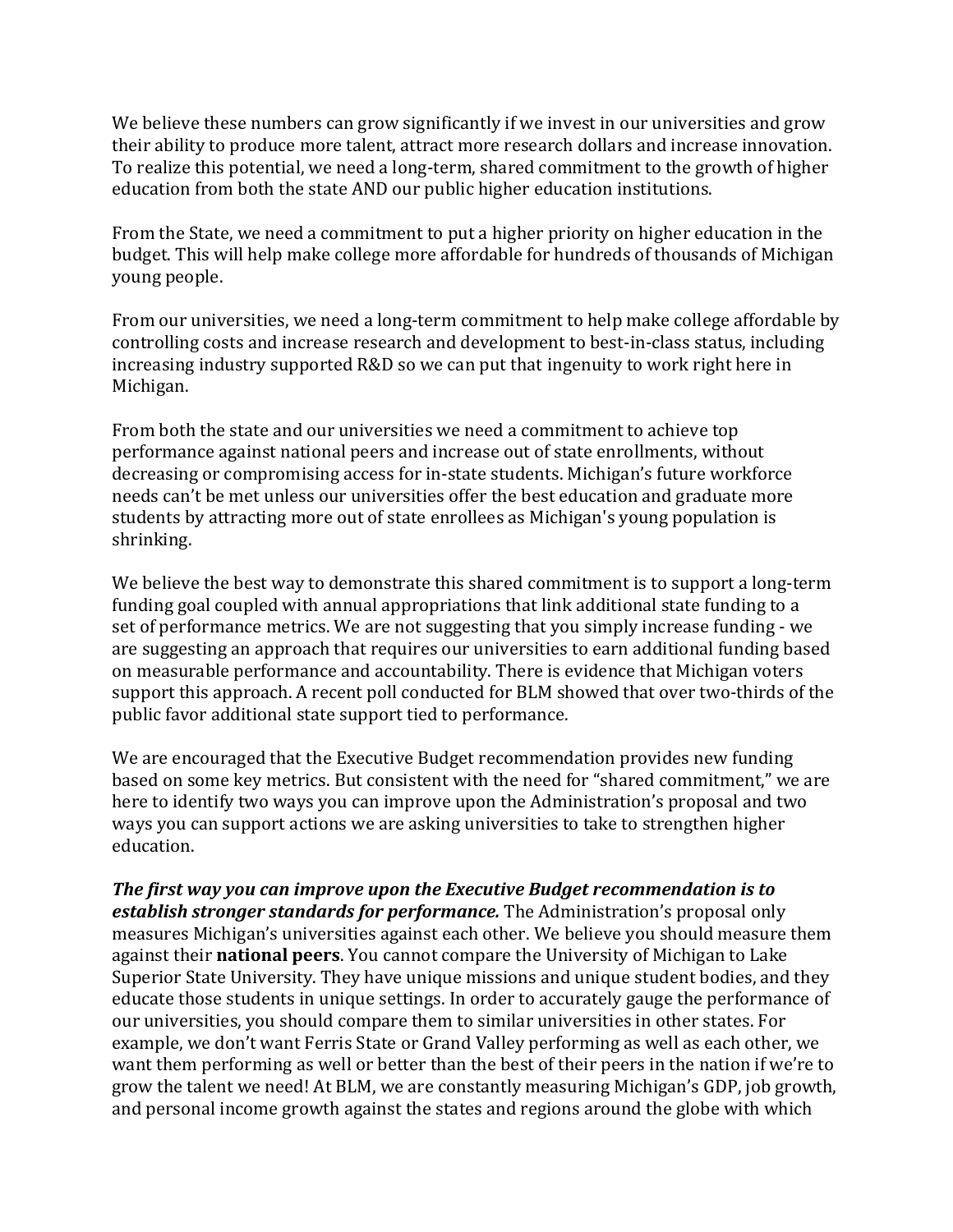We believe these numbers can grow significantly if we invest in our universities and grow their ability to produce more talent, attract more research dollars and increase innovation. To realize this potential, we need a long-term, shared commitment to the growth of higher education from both the state AND our public higher education institutions.

From the State, we need a commitment to put a higher priority on higher education in the budget. This will help make college more affordable for hundreds of thousands of Michigan young people.

From our universities, we need a long-term commitment to help make college affordable by controlling costs and increase research and development to best-in-class status, including increasing industry supported R&D so we can put that ingenuity to work right here in Michigan.

From both the state and our universities we need a commitment to achieve top performance against national peers and increase out of state enrollments, without decreasing or compromising access for in-state students. Michigan's future workforce needs can't be met unless our universities offer the best education and graduate more students by attracting more out of state enrollees as Michigan's young population is shrinking.

We believe the best way to demonstrate this shared commitment is to support a long-term funding goal coupled with annual appropriations that link additional state funding to a set of performance metrics. We are not suggesting that you simply increase funding - we are suggesting an approach that requires our universities to earn additional funding based on measurable performance and accountability. There is evidence that Michigan voters support this approach. A recent poll conducted for BLM showed that over two-thirds of the public favor additional state support tied to performance.

We are encouraged that the Executive Budget recommendation provides new funding based on some key metrics. But consistent with the need for "shared commitment," we are here to identify two ways you can improve upon the Administration's proposal and two ways you can support actions we are asking universities to take to strengthen higher education.

***The first way you can improve upon the Executive Budget recommendation is to establish stronger standards for performance.*** The Administration's proposal only measures Michigan's universities against each other. We believe you should measure them against their **national peers**. You cannot compare the University of Michigan to Lake Superior State University. They have unique missions and unique student bodies, and they educate those students in unique settings. In order to accurately gauge the performance of our universities, you should compare them to similar universities in other states. For example, we don't want Ferris State or Grand Valley performing as well as each other, we want them performing as well or better than the best of their peers in the nation if we're to grow the talent we need! At BLM, we are constantly measuring Michigan's GDP, job growth, and personal income growth against the states and regions around the globe with which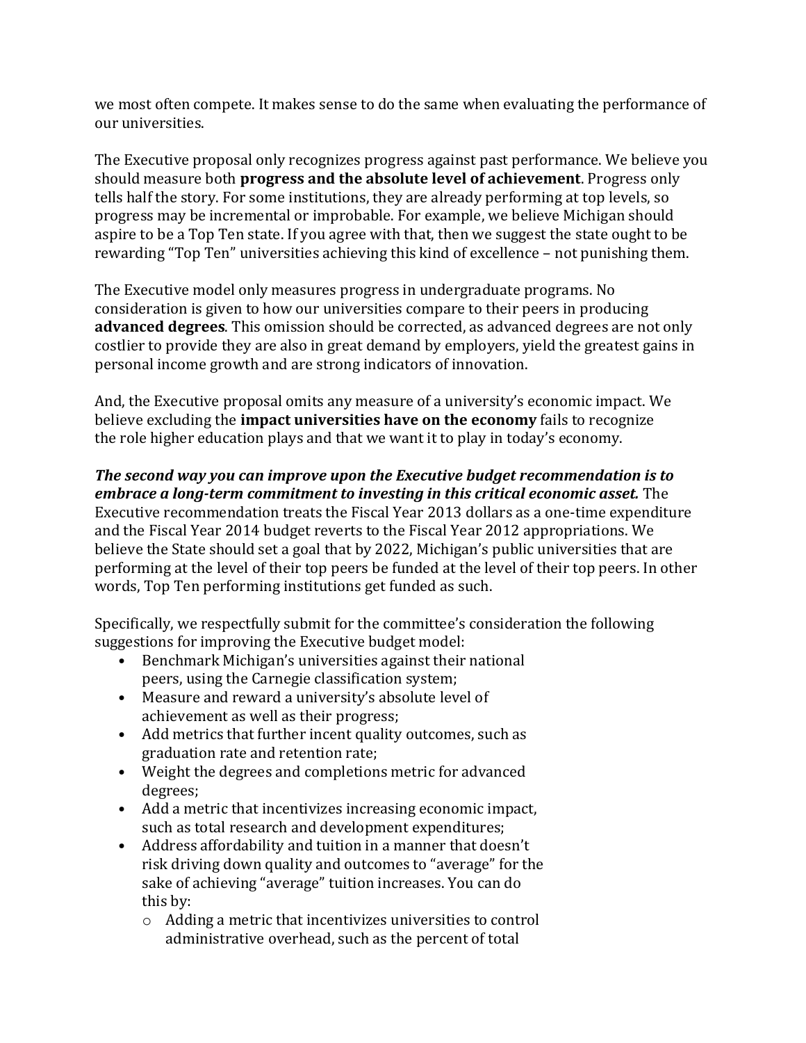we most often compete. It makes sense to do the same when evaluating the performance of our universities.

The Executive proposal only recognizes progress against past performance. We believe you should measure both **progress and the absolute level of achievement**. Progress only tells half the story. For some institutions, they are already performing at top levels, so progress may be incremental or improbable. For example, we believe Michigan should aspire to be a Top Ten state. If you agree with that, then we suggest the state ought to be rewarding "Top Ten" universities achieving this kind of excellence – not punishing them.

The Executive model only measures progress in undergraduate programs. No consideration is given to how our universities compare to their peers in producing **advanced degrees**. This omission should be corrected, as advanced degrees are not only costlier to provide they are also in great demand by employers, yield the greatest gains in personal income growth and are strong indicators of innovation.

And, the Executive proposal omits any measure of a university's economic impact. We believe excluding the **impact universities have on the economy** fails to recognize the role higher education plays and that we want it to play in today's economy.

***The second way you can improve upon the Executive budget recommendation is to embrace a long-term commitment to investing in this critical economic asset.*** The Executive recommendation treats the Fiscal Year 2013 dollars as a one-time expenditure and the Fiscal Year 2014 budget reverts to the Fiscal Year 2012 appropriations. We believe the State should set a goal that by 2022, Michigan's public universities that are performing at the level of their top peers be funded at the level of their top peers. In other words, Top Ten performing institutions get funded as such.

Specifically, we respectfully submit for the committee's consideration the following suggestions for improving the Executive budget model:

- Benchmark Michigan's universities against their national peers, using the Carnegie classification system;
- Measure and reward a university's absolute level of achievement as well as their progress;
- Add metrics that further incent quality outcomes, such as graduation rate and retention rate;
- Weight the degrees and completions metric for advanced degrees;
- Add a metric that incentivizes increasing economic impact, such as total research and development expenditures;
- Address affordability and tuition in a manner that doesn't risk driving down quality and outcomes to "average" for the sake of achieving "average" tuition increases. You can do this by:
    - Adding a metric that incentivizes universities to control administrative overhead, such as the percent of total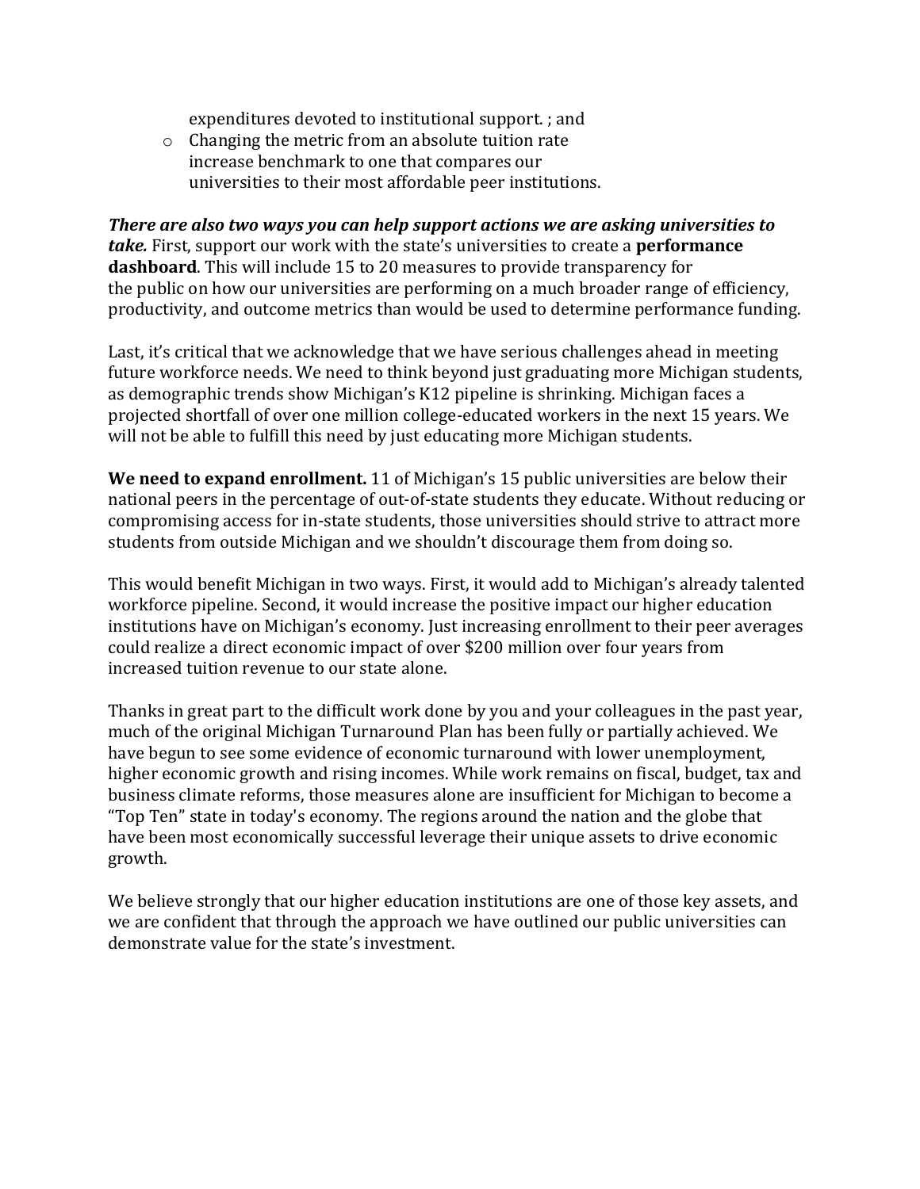expenditures devoted to institutional support. ; and

- Changing the metric from an absolute tuition rate increase benchmark to one that compares our universities to their most affordable peer institutions.

***There are also two ways you can help support actions we are asking universities to take.*** First, support our work with the state's universities to create a **performance dashboard**. This will include 15 to 20 measures to provide transparency for the public on how our universities are performing on a much broader range of efficiency, productivity, and outcome metrics than would be used to determine performance funding.

Last, it's critical that we acknowledge that we have serious challenges ahead in meeting future workforce needs. We need to think beyond just graduating more Michigan students, as demographic trends show Michigan's K12 pipeline is shrinking. Michigan faces a projected shortfall of over one million college-educated workers in the next 15 years. We will not be able to fulfill this need by just educating more Michigan students.

**We need to expand enrollment.** 11 of Michigan's 15 public universities are below their national peers in the percentage of out-of-state students they educate. Without reducing or compromising access for in-state students, those universities should strive to attract more students from outside Michigan and we shouldn't discourage them from doing so.

This would benefit Michigan in two ways. First, it would add to Michigan's already talented workforce pipeline. Second, it would increase the positive impact our higher education institutions have on Michigan's economy. Just increasing enrollment to their peer averages could realize a direct economic impact of over $200 million over four years from increased tuition revenue to our state alone.

Thanks in great part to the difficult work done by you and your colleagues in the past year, much of the original Michigan Turnaround Plan has been fully or partially achieved. We have begun to see some evidence of economic turnaround with lower unemployment, higher economic growth and rising incomes. While work remains on fiscal, budget, tax and business climate reforms, those measures alone are insufficient for Michigan to become a "Top Ten" state in today's economy. The regions around the nation and the globe that have been most economically successful leverage their unique assets to drive economic growth.

We believe strongly that our higher education institutions are one of those key assets, and we are confident that through the approach we have outlined our public universities can demonstrate value for the state's investment.